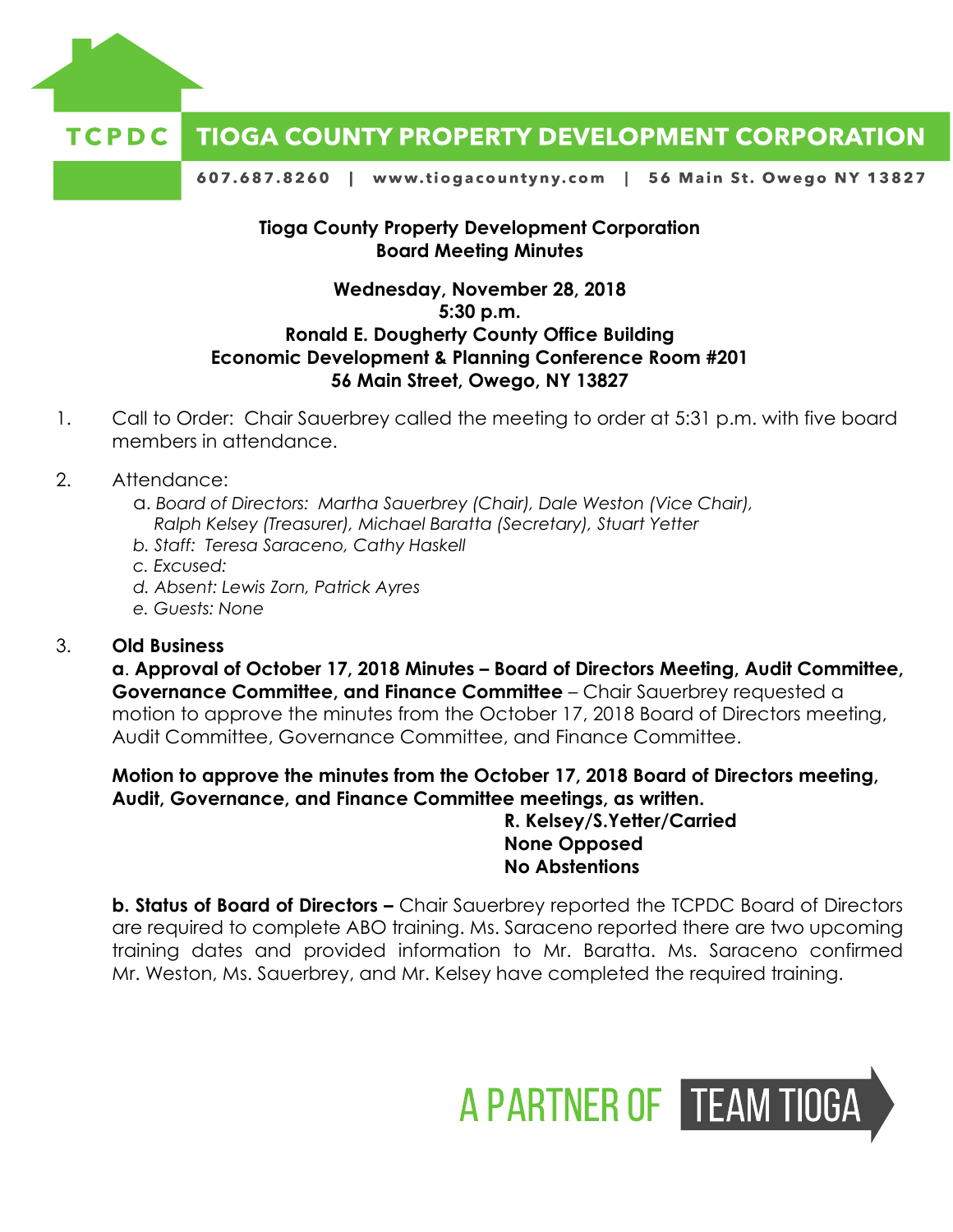**TCPDC TIOGA COUNTY PROPERTY DEVELOPMENT CORPORATION**

**607.687.8260 | www.tiogacountyny.com | 56 Main St. Owego NY 13827**

## Tioga County Property Development Corporation
## Board Meeting Minutes

**Wednesday, November 28, 2018**
**5:30 p.m.**
**Ronald E. Dougherty County Office Building**
**Economic Development & Planning Conference Room #201**
**56 Main Street, Owego, NY 13827**

1. Call to Order: Chair Sauerbrey called the meeting to order at 5:31 p.m. with five board members in attendance.

2. Attendance:
   a. *Board of Directors: Martha Sauerbrey (Chair), Dale Weston (Vice Chair), Ralph Kelsey (Treasurer), Michael Baratta (Secretary), Stuart Yetter*
   b. *Staff: Teresa Saraceno, Cathy Haskell*
   c. *Excused:*
   d. *Absent: Lewis Zorn, Patrick Ayres*
   e. *Guests: None*

3. **Old Business**

   **a. Approval of October 17, 2018 Minutes – Board of Directors Meeting, Audit Committee, Governance Committee, and Finance Committee** – Chair Sauerbrey requested a motion to approve the minutes from the October 17, 2018 Board of Directors meeting, Audit Committee, Governance Committee, and Finance Committee.

   **Motion to approve the minutes from the October 17, 2018 Board of Directors meeting, Audit, Governance, and Finance Committee meetings, as written.**

   **R. Kelsey/S.Yetter/Carried**
   **None Opposed**
   **No Abstentions**

   **b. Status of Board of Directors –** Chair Sauerbrey reported the TCPDC Board of Directors are required to complete ABO training. Ms. Saraceno reported there are two upcoming training dates and provided information to Mr. Baratta. Ms. Saraceno confirmed Mr. Weston, Ms. Sauerbrey, and Mr. Kelsey have completed the required training.

A PARTNER OF TEAM TIOGA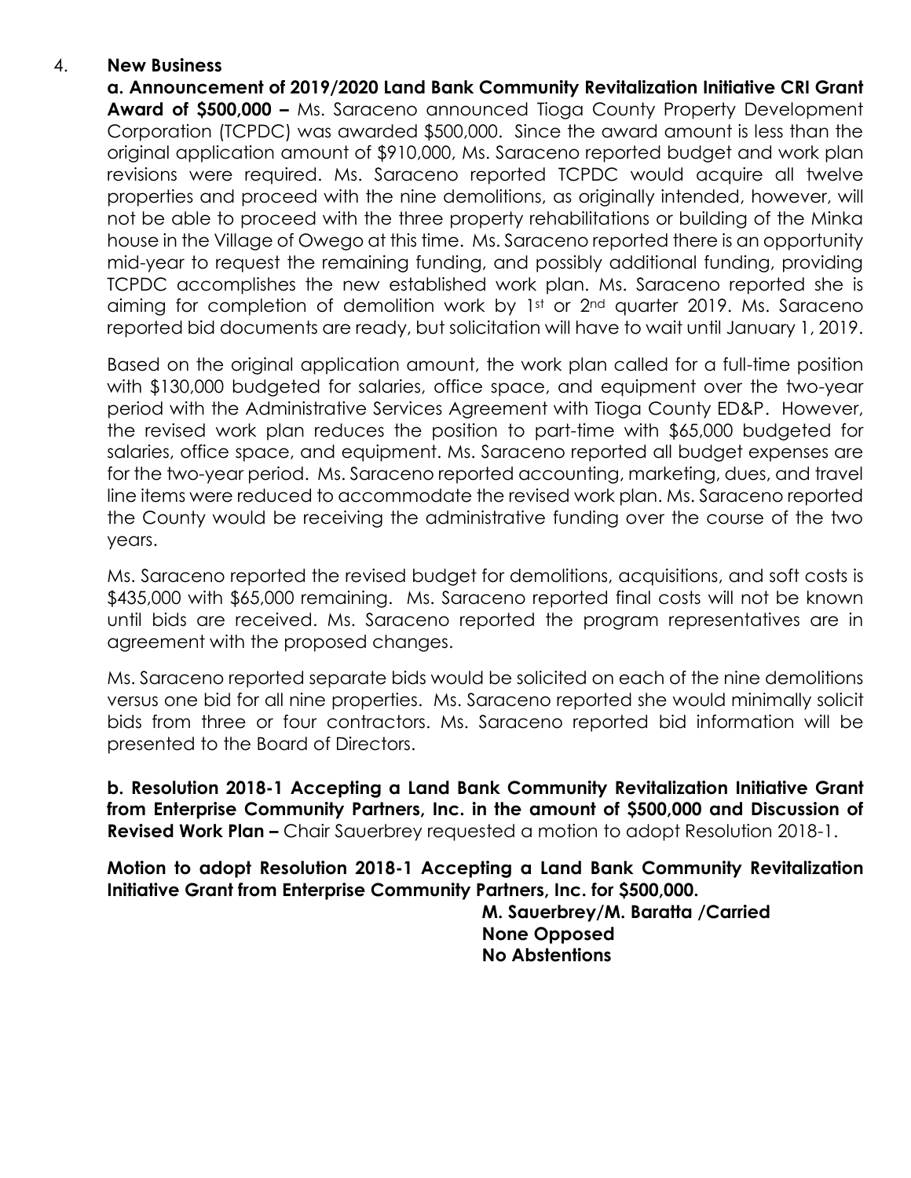4. **New Business**

**a. Announcement of 2019/2020 Land Bank Community Revitalization Initiative CRI Grant Award of $500,000 –** Ms. Saraceno announced Tioga County Property Development Corporation (TCPDC) was awarded $500,000. Since the award amount is less than the original application amount of $910,000, Ms. Saraceno reported budget and work plan revisions were required. Ms. Saraceno reported TCPDC would acquire all twelve properties and proceed with the nine demolitions, as originally intended, however, will not be able to proceed with the three property rehabilitations or building of the Minka house in the Village of Owego at this time. Ms. Saraceno reported there is an opportunity mid-year to request the remaining funding, and possibly additional funding, providing TCPDC accomplishes the new established work plan. Ms. Saraceno reported she is aiming for completion of demolition work by 1st or 2nd quarter 2019. Ms. Saraceno reported bid documents are ready, but solicitation will have to wait until January 1, 2019.

Based on the original application amount, the work plan called for a full-time position with $130,000 budgeted for salaries, office space, and equipment over the two-year period with the Administrative Services Agreement with Tioga County ED&P. However, the revised work plan reduces the position to part-time with $65,000 budgeted for salaries, office space, and equipment. Ms. Saraceno reported all budget expenses are for the two-year period. Ms. Saraceno reported accounting, marketing, dues, and travel line items were reduced to accommodate the revised work plan. Ms. Saraceno reported the County would be receiving the administrative funding over the course of the two years.

Ms. Saraceno reported the revised budget for demolitions, acquisitions, and soft costs is $435,000 with $65,000 remaining. Ms. Saraceno reported final costs will not be known until bids are received. Ms. Saraceno reported the program representatives are in agreement with the proposed changes.

Ms. Saraceno reported separate bids would be solicited on each of the nine demolitions versus one bid for all nine properties. Ms. Saraceno reported she would minimally solicit bids from three or four contractors. Ms. Saraceno reported bid information will be presented to the Board of Directors.

**b. Resolution 2018-1 Accepting a Land Bank Community Revitalization Initiative Grant from Enterprise Community Partners, Inc. in the amount of $500,000 and Discussion of Revised Work Plan –** Chair Sauerbrey requested a motion to adopt Resolution 2018-1.

**Motion to adopt Resolution 2018-1 Accepting a Land Bank Community Revitalization Initiative Grant from Enterprise Community Partners, Inc. for $500,000.**

**M. Sauerbrey/M. Baratta /Carried**
**None Opposed**
**No Abstentions**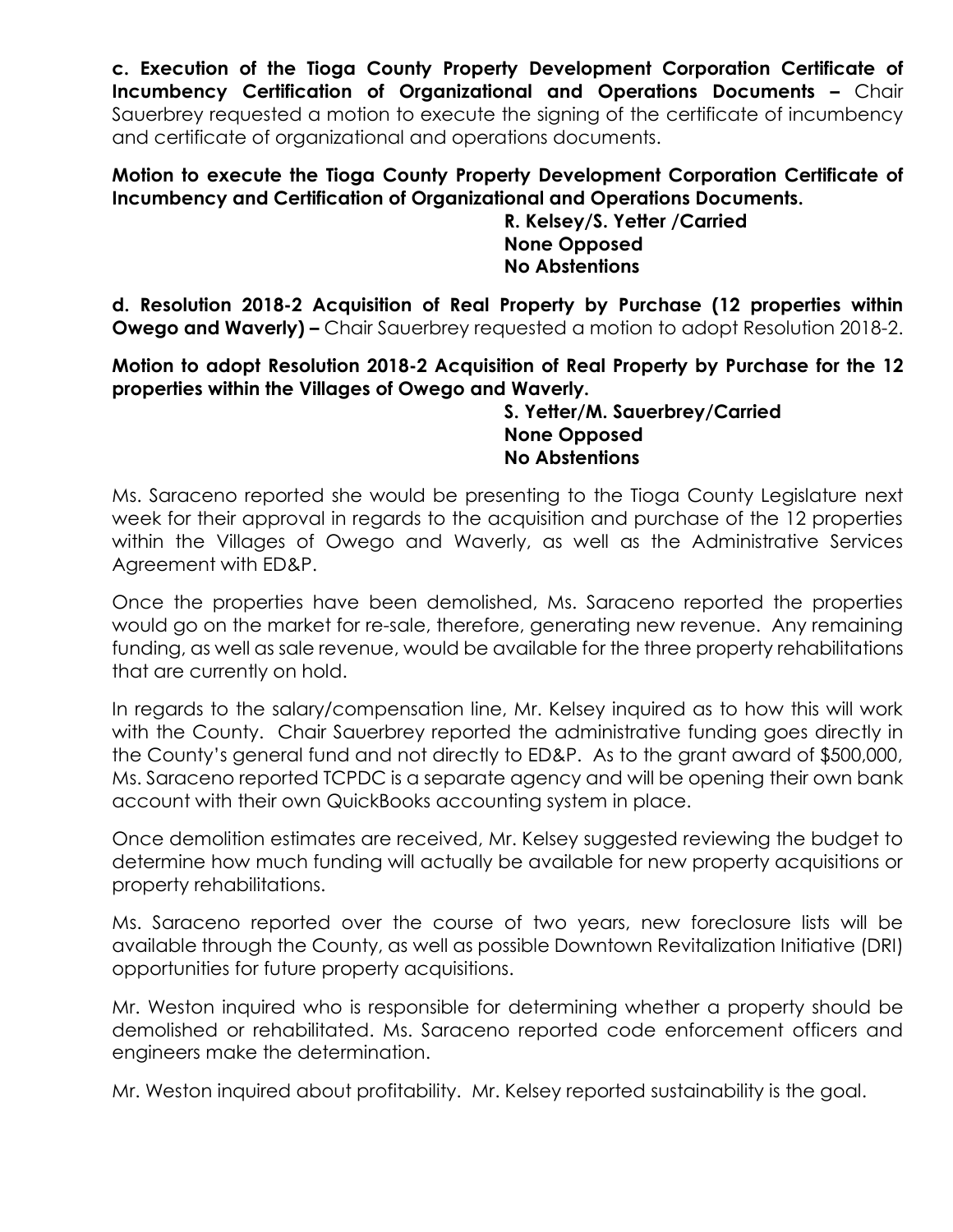**c. Execution of the Tioga County Property Development Corporation Certificate of Incumbency Certification of Organizational and Operations Documents –** Chair Sauerbrey requested a motion to execute the signing of the certificate of incumbency and certificate of organizational and operations documents.

**Motion to execute the Tioga County Property Development Corporation Certificate of Incumbency and Certification of Organizational and Operations Documents.**

**R. Kelsey/S. Yetter /Carried**
**None Opposed**
**No Abstentions**

**d. Resolution 2018-2 Acquisition of Real Property by Purchase (12 properties within Owego and Waverly) –** Chair Sauerbrey requested a motion to adopt Resolution 2018-2.

**Motion to adopt Resolution 2018-2 Acquisition of Real Property by Purchase for the 12 properties within the Villages of Owego and Waverly.**

**S. Yetter/M. Sauerbrey/Carried**
**None Opposed**
**No Abstentions**

Ms. Saraceno reported she would be presenting to the Tioga County Legislature next week for their approval in regards to the acquisition and purchase of the 12 properties within the Villages of Owego and Waverly, as well as the Administrative Services Agreement with ED&P.

Once the properties have been demolished, Ms. Saraceno reported the properties would go on the market for re-sale, therefore, generating new revenue. Any remaining funding, as well as sale revenue, would be available for the three property rehabilitations that are currently on hold.

In regards to the salary/compensation line, Mr. Kelsey inquired as to how this will work with the County. Chair Sauerbrey reported the administrative funding goes directly in the County's general fund and not directly to ED&P. As to the grant award of $500,000, Ms. Saraceno reported TCPDC is a separate agency and will be opening their own bank account with their own QuickBooks accounting system in place.

Once demolition estimates are received, Mr. Kelsey suggested reviewing the budget to determine how much funding will actually be available for new property acquisitions or property rehabilitations.

Ms. Saraceno reported over the course of two years, new foreclosure lists will be available through the County, as well as possible Downtown Revitalization Initiative (DRI) opportunities for future property acquisitions.

Mr. Weston inquired who is responsible for determining whether a property should be demolished or rehabilitated. Ms. Saraceno reported code enforcement officers and engineers make the determination.

Mr. Weston inquired about profitability. Mr. Kelsey reported sustainability is the goal.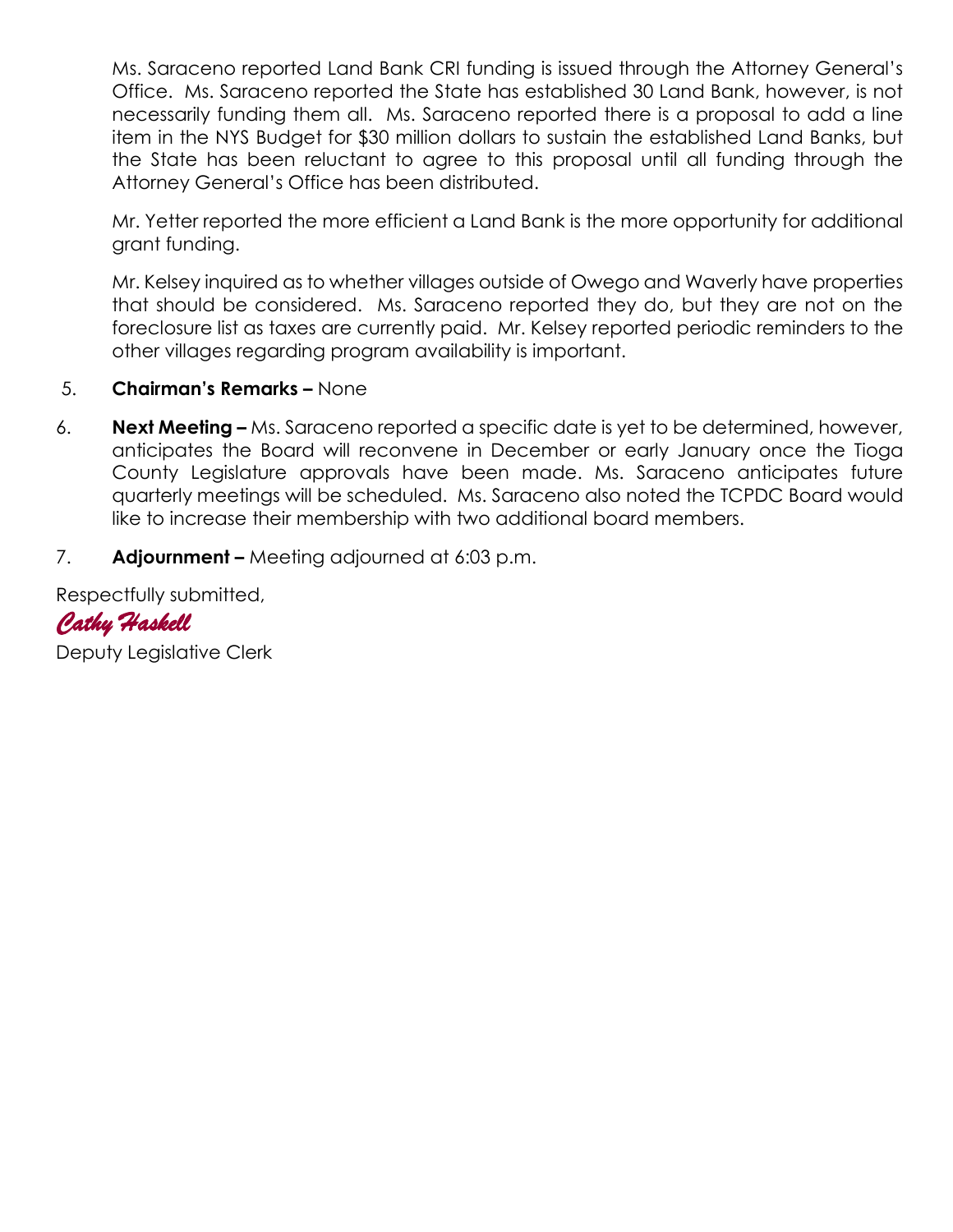Ms. Saraceno reported Land Bank CRI funding is issued through the Attorney General's Office. Ms. Saraceno reported the State has established 30 Land Bank, however, is not necessarily funding them all. Ms. Saraceno reported there is a proposal to add a line item in the NYS Budget for $30 million dollars to sustain the established Land Banks, but the State has been reluctant to agree to this proposal until all funding through the Attorney General's Office has been distributed.

Mr. Yetter reported the more efficient a Land Bank is the more opportunity for additional grant funding.

Mr. Kelsey inquired as to whether villages outside of Owego and Waverly have properties that should be considered. Ms. Saraceno reported they do, but they are not on the foreclosure list as taxes are currently paid. Mr. Kelsey reported periodic reminders to the other villages regarding program availability is important.

5. **Chairman's Remarks –** None

6. **Next Meeting –** Ms. Saraceno reported a specific date is yet to be determined, however, anticipates the Board will reconvene in December or early January once the Tioga County Legislature approvals have been made. Ms. Saraceno anticipates future quarterly meetings will be scheduled. Ms. Saraceno also noted the TCPDC Board would like to increase their membership with two additional board members.

7. **Adjournment –** Meeting adjourned at 6:03 p.m.

Respectfully submitted,

*Cathy Haskell*

Deputy Legislative Clerk